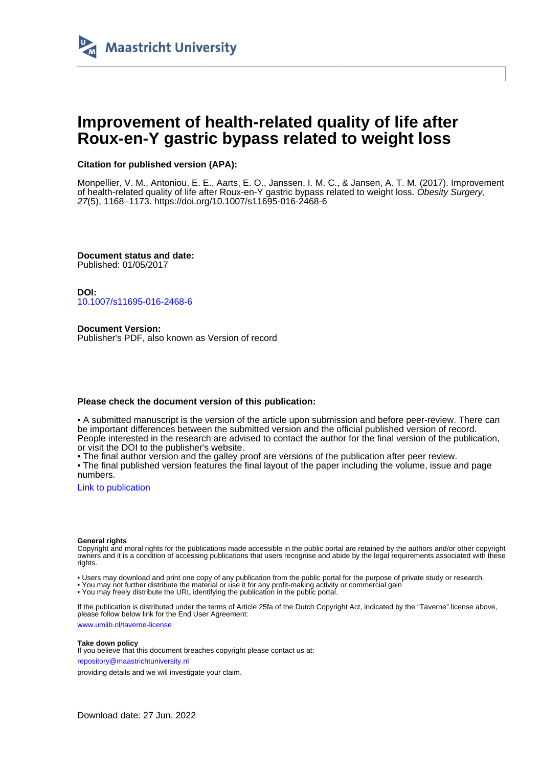Maastricht University

# Improvement of health-related quality of life after Roux-en-Y gastric bypass related to weight loss

**Citation for published version (APA):**

Monpellier, V. M., Antoniou, E. E., Aarts, E. O., Janssen, I. M. C., & Jansen, A. T. M. (2017). Improvement of health-related quality of life after Roux-en-Y gastric bypass related to weight loss. *Obesity Surgery*, *27*(5), 1168–1173. https://doi.org/10.1007/s11695-016-2468-6

**Document status and date:**
Published: 01/05/2017

**DOI:**
10.1007/s11695-016-2468-6

**Document Version:**
Publisher's PDF, also known as Version of record

**Please check the document version of this publication:**

• A submitted manuscript is the version of the article upon submission and before peer-review. There can be important differences between the submitted version and the official published version of record. People interested in the research are advised to contact the author for the final version of the publication, or visit the DOI to the publisher's website.
• The final author version and the galley proof are versions of the publication after peer review.
• The final published version features the final layout of the paper including the volume, issue and page numbers.

Link to publication

**General rights**
Copyright and moral rights for the publications made accessible in the public portal are retained by the authors and/or other copyright owners and it is a condition of accessing publications that users recognise and abide by the legal requirements associated with these rights.

• Users may download and print one copy of any publication from the public portal for the purpose of private study or research.
• You may not further distribute the material or use it for any profit-making activity or commercial gain
• You may freely distribute the URL identifying the publication in the public portal.

If the publication is distributed under the terms of Article 25fa of the Dutch Copyright Act, indicated by the "Taverne" license above, please follow below link for the End User Agreement:

www.umlib.nl/taverne-license

**Take down policy**
If you believe that this document breaches copyright please contact us at:

repository@maastrichtuniversity.nl

providing details and we will investigate your claim.

Download date: 27 Jun. 2022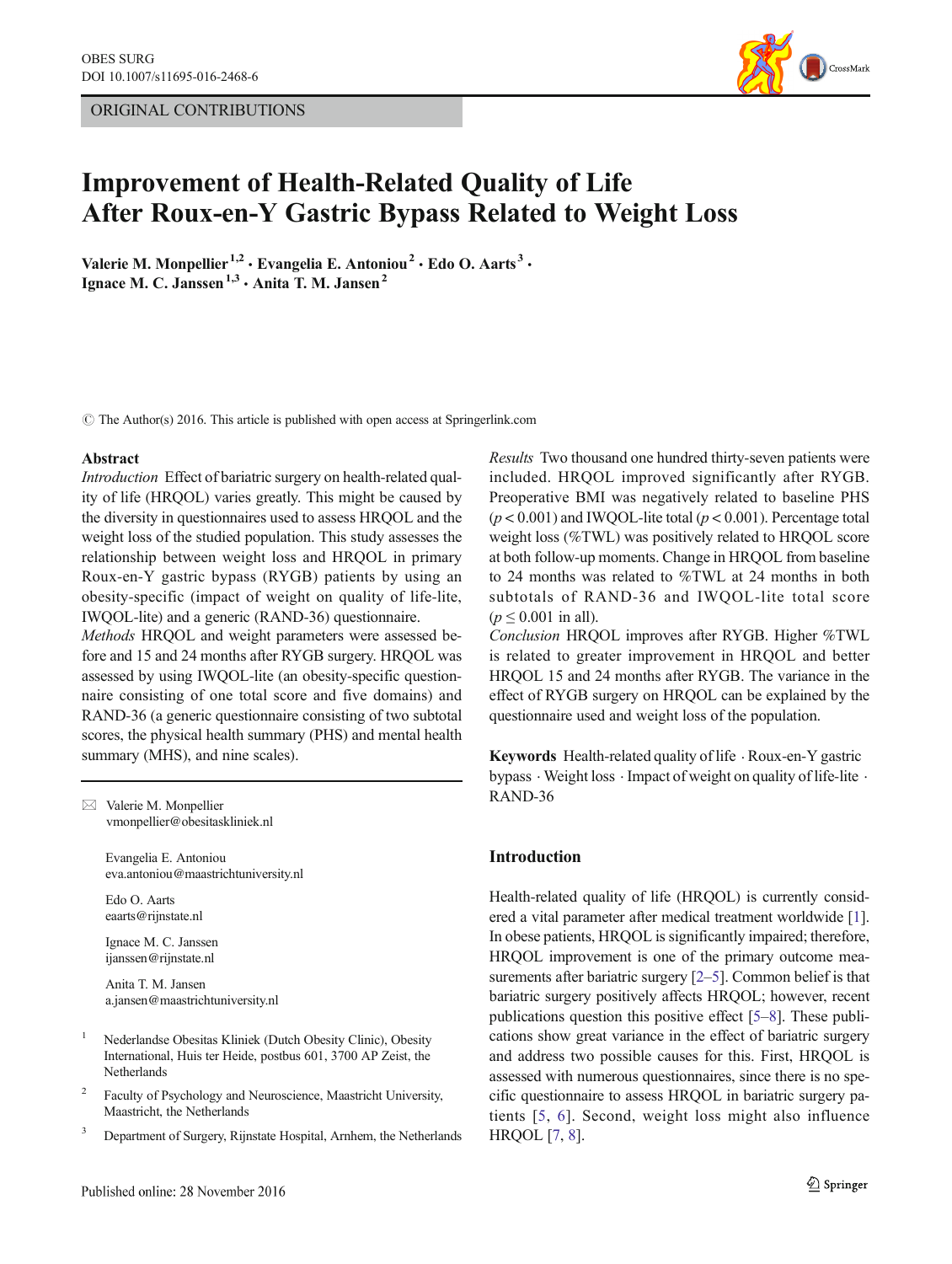ORIGINAL CONTRIBUTIONS

# Improvement of Health-Related Quality of Life After Roux-en-Y Gastric Bypass Related to Weight Loss

**Valerie M. Monpellier[1,2] · Evangelia E. Antoniou[2] · Edo O. Aarts[3] · Ignace M. C. Janssen[1,3] · Anita T. M. Jansen[2]**

© The Author(s) 2016. This article is published with open access at Springerlink.com

## Abstract

*Introduction* Effect of bariatric surgery on health-related quality of life (HRQOL) varies greatly. This might be caused by the diversity in questionnaires used to assess HRQOL and the weight loss of the studied population. This study assesses the relationship between weight loss and HRQOL in primary Roux-en-Y gastric bypass (RYGB) patients by using an obesity-specific (impact of weight on quality of life-lite, IWQOL-lite) and a generic (RAND-36) questionnaire.

*Methods* HRQOL and weight parameters were assessed before and 15 and 24 months after RYGB surgery. HRQOL was assessed by using IWQOL-lite (an obesity-specific questionnaire consisting of one total score and five domains) and RAND-36 (a generic questionnaire consisting of two subtotal scores, the physical health summary (PHS) and mental health summary (MHS), and nine scales).

*Results* Two thousand one hundred thirty-seven patients were included. HRQOL improved significantly after RYGB. Preoperative BMI was negatively related to baseline PHS ($p < 0.001$) and IWQOL-lite total ($p < 0.001$). Percentage total weight loss (%TWL) was positively related to HRQOL score at both follow-up moments. Change in HRQOL from baseline to 24 months was related to %TWL at 24 months in both subtotals of RAND-36 and IWQOL-lite total score ($p \leq 0.001$ in all).

*Conclusion* HRQOL improves after RYGB. Higher %TWL is related to greater improvement in HRQOL and better HRQOL 15 and 24 months after RYGB. The variance in the effect of RYGB surgery on HRQOL can be explained by the questionnaire used and weight loss of the population.

**Keywords** Health-related quality of life · Roux-en-Y gastric bypass · Weight loss · Impact of weight on quality of life-lite · RAND-36

✉ Valerie M. Monpellier
vmonpellier@obesitaskliniek.nl

Evangelia E. Antoniou
eva.antoniou@maastrichtuniversity.nl

Edo O. Aarts
eaarts@rijnstate.nl

Ignace M. C. Janssen
ijanssen@rijnstate.nl

Anita T. M. Jansen
a.jansen@maastrichtuniversity.nl

[1] Nederlandse Obesitas Kliniek (Dutch Obesity Clinic), Obesity International, Huis ter Heide, postbus 601, 3700 AP Zeist, the Netherlands

[2] Faculty of Psychology and Neuroscience, Maastricht University, Maastricht, the Netherlands

[3] Department of Surgery, Rijnstate Hospital, Arnhem, the Netherlands

Published online: 28 November 2016

## Introduction

Health-related quality of life (HRQOL) is currently considered a vital parameter after medical treatment worldwide [1]. In obese patients, HRQOL is significantly impaired; therefore, HRQOL improvement is one of the primary outcome measurements after bariatric surgery [2–5]. Common belief is that bariatric surgery positively affects HRQOL; however, recent publications question this positive effect [5–8]. These publications show great variance in the effect of bariatric surgery and address two possible causes for this. First, HRQOL is assessed with numerous questionnaires, since there is no specific questionnaire to assess HRQOL in bariatric surgery patients [5, 6]. Second, weight loss might also influence HRQOL [7, 8].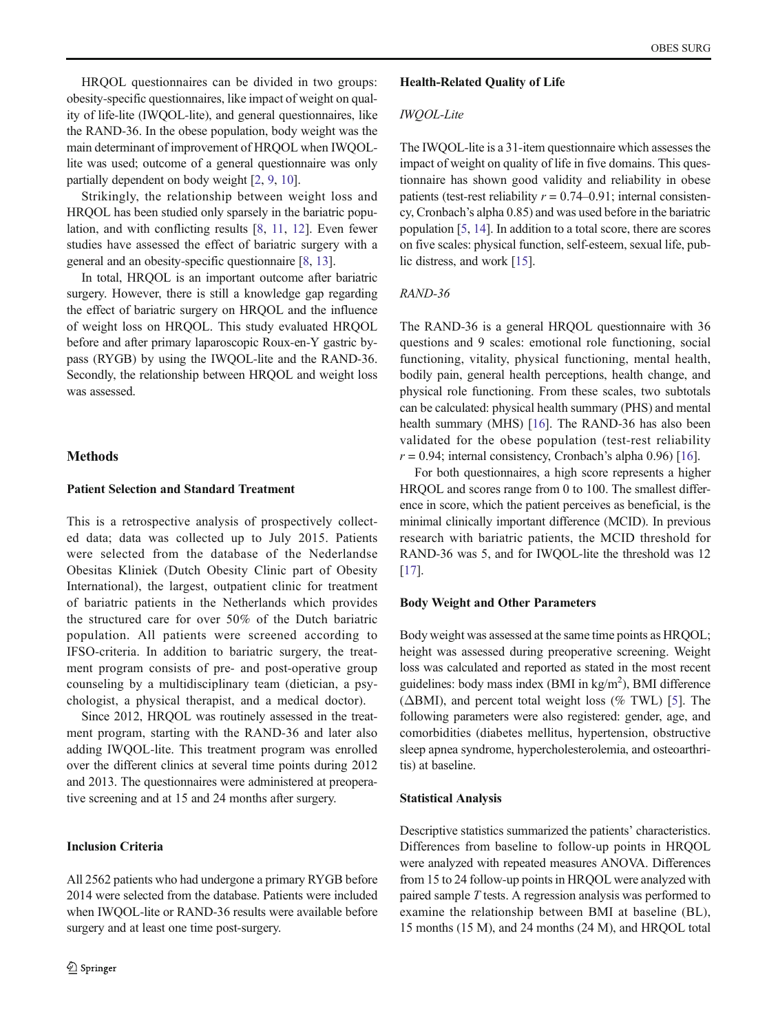HRQOL questionnaires can be divided in two groups: obesity-specific questionnaires, like impact of weight on quality of life-lite (IWQOL-lite), and general questionnaires, like the RAND-36. In the obese population, body weight was the main determinant of improvement of HRQOL when IWQOL-lite was used; outcome of a general questionnaire was only partially dependent on body weight [2, 9, 10].

Strikingly, the relationship between weight loss and HRQOL has been studied only sparsely in the bariatric population, and with conflicting results [8, 11, 12]. Even fewer studies have assessed the effect of bariatric surgery with a general and an obesity-specific questionnaire [8, 13].

In total, HRQOL is an important outcome after bariatric surgery. However, there is still a knowledge gap regarding the effect of bariatric surgery on HRQOL and the influence of weight loss on HRQOL. This study evaluated HRQOL before and after primary laparoscopic Roux-en-Y gastric bypass (RYGB) by using the IWQOL-lite and the RAND-36. Secondly, the relationship between HRQOL and weight loss was assessed.

## Methods

### Patient Selection and Standard Treatment

This is a retrospective analysis of prospectively collected data; data was collected up to July 2015. Patients were selected from the database of the Nederlandse Obesitas Kliniek (Dutch Obesity Clinic part of Obesity International), the largest, outpatient clinic for treatment of bariatric patients in the Netherlands which provides the structured care for over 50% of the Dutch bariatric population. All patients were screened according to IFSO-criteria. In addition to bariatric surgery, the treatment program consists of pre- and post-operative group counseling by a multidisciplinary team (dietician, a psychologist, a physical therapist, and a medical doctor).

Since 2012, HRQOL was routinely assessed in the treatment program, starting with the RAND-36 and later also adding IWQOL-lite. This treatment program was enrolled over the different clinics at several time points during 2012 and 2013. The questionnaires were administered at preoperative screening and at 15 and 24 months after surgery.

### Inclusion Criteria

All 2562 patients who had undergone a primary RYGB before 2014 were selected from the database. Patients were included when IWQOL-lite or RAND-36 results were available before surgery and at least one time post-surgery.

### Health-Related Quality of Life

#### *IWQOL-Lite*

The IWQOL-lite is a 31-item questionnaire which assesses the impact of weight on quality of life in five domains. This questionnaire has shown good validity and reliability in obese patients (test-rest reliability $r = 0.74$–$0.91$; internal consistency, Cronbach's alpha 0.85) and was used before in the bariatric population [5, 14]. In addition to a total score, there are scores on five scales: physical function, self-esteem, sexual life, public distress, and work [15].

#### *RAND-36*

The RAND-36 is a general HRQOL questionnaire with 36 questions and 9 scales: emotional role functioning, social functioning, vitality, physical functioning, mental health, bodily pain, general health perceptions, health change, and physical role functioning. From these scales, two subtotals can be calculated: physical health summary (PHS) and mental health summary (MHS) [16]. The RAND-36 has also been validated for the obese population (test-rest reliability $r = 0.94$; internal consistency, Cronbach's alpha 0.96) [16].

For both questionnaires, a high score represents a higher HRQOL and scores range from 0 to 100. The smallest difference in score, which the patient perceives as beneficial, is the minimal clinically important difference (MCID). In previous research with bariatric patients, the MCID threshold for RAND-36 was 5, and for IWQOL-lite the threshold was 12 [17].

### Body Weight and Other Parameters

Body weight was assessed at the same time points as HRQOL; height was assessed during preoperative screening. Weight loss was calculated and reported as stated in the most recent guidelines: body mass index (BMI in kg/m$^2$), BMI difference ($\Delta$BMI), and percent total weight loss (% TWL) [5]. The following parameters were also registered: gender, age, and comorbidities (diabetes mellitus, hypertension, obstructive sleep apnea syndrome, hypercholesterolemia, and osteoarthritis) at baseline.

### Statistical Analysis

Descriptive statistics summarized the patients' characteristics. Differences from baseline to follow-up points in HRQOL were analyzed with repeated measures ANOVA. Differences from 15 to 24 follow-up points in HRQOL were analyzed with paired sample *T* tests. A regression analysis was performed to examine the relationship between BMI at baseline (BL), 15 months (15 M), and 24 months (24 M), and HRQOL total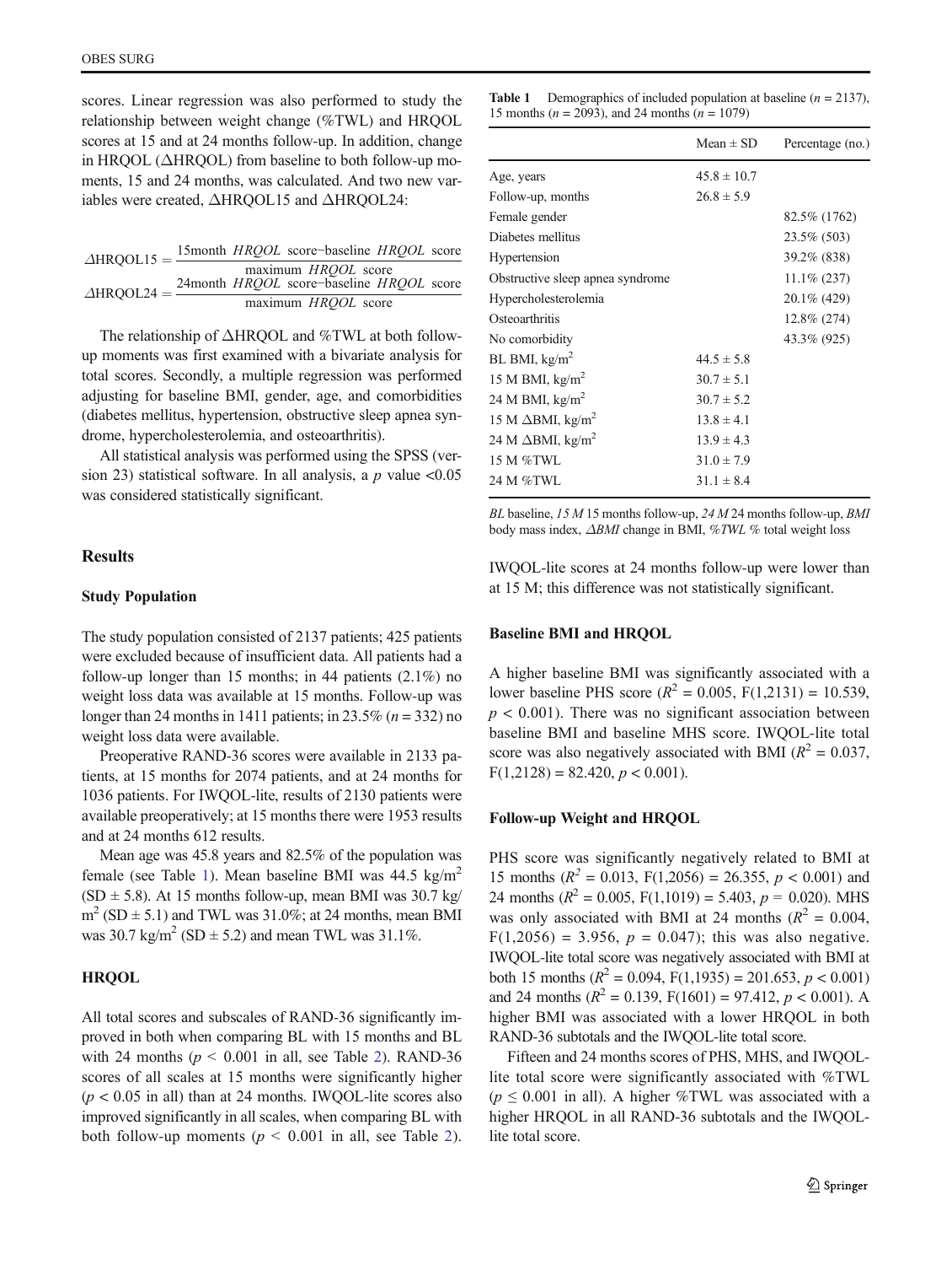scores. Linear regression was also performed to study the relationship between weight change (%TWL) and HRQOL scores at 15 and at 24 months follow-up. In addition, change in HRQOL (ΔHRQOL) from baseline to both follow-up moments, 15 and 24 months, was calculated. And two new variables were created, ΔHRQOL15 and ΔHRQOL24:

$$\Delta \text{HRQOL15} = \frac{\text{15month } HRQOL \text{ score} - \text{baseline } HRQOL \text{ score}}{\text{maximum } HRQOL \text{ score}}$$

$$\Delta \text{HRQOL24} = \frac{\text{24month } HRQOL \text{ score} - \text{baseline } HRQOL \text{ score}}{\text{maximum } HRQOL \text{ score}}$$

The relationship of ΔHRQOL and %TWL at both follow-up moments was first examined with a bivariate analysis for total scores. Secondly, a multiple regression was performed adjusting for baseline BMI, gender, age, and comorbidities (diabetes mellitus, hypertension, obstructive sleep apnea syndrome, hypercholesterolemia, and osteoarthritis).

All statistical analysis was performed using the SPSS (version 23) statistical software. In all analysis, a $p$ value $<0.05$ was considered statistically significant.

## Results

### Study Population

The study population consisted of 2137 patients; 425 patients were excluded because of insufficient data. All patients had a follow-up longer than 15 months; in 44 patients (2.1%) no weight loss data was available at 15 months. Follow-up was longer than 24 months in 1411 patients; in 23.5% ($n = 332$) no weight loss data were available.

Preoperative RAND-36 scores were available in 2133 patients, at 15 months for 2074 patients, and at 24 months for 1036 patients. For IWQOL-lite, results of 2130 patients were available preoperatively; at 15 months there were 1953 results and at 24 months 612 results.

Mean age was 45.8 years and 82.5% of the population was female (see Table 1). Mean baseline BMI was 44.5 kg/m$^2$ (SD ± 5.8). At 15 months follow-up, mean BMI was 30.7 kg/m$^2$ (SD ± 5.1) and TWL was 31.0%; at 24 months, mean BMI was 30.7 kg/m$^2$ (SD ± 5.2) and mean TWL was 31.1%.

**Table 1** Demographics of included population at baseline ($n = 2137$), 15 months ($n = 2093$), and 24 months ($n = 1079$)

| | Mean ± SD | Percentage (no.) |
|---|---|---|
| Age, years | 45.8 ± 10.7 | |
| Follow-up, months | 26.8 ± 5.9 | |
| Female gender | | 82.5% (1762) |
| Diabetes mellitus | | 23.5% (503) |
| Hypertension | | 39.2% (838) |
| Obstructive sleep apnea syndrome | | 11.1% (237) |
| Hypercholesterolemia | | 20.1% (429) |
| Osteoarthritis | | 12.8% (274) |
| No comorbidity | | 43.3% (925) |
| BL BMI, kg/m$^2$ | 44.5 ± 5.8 | |
| 15 M BMI, kg/m$^2$ | 30.7 ± 5.1 | |
| 24 M BMI, kg/m$^2$ | 30.7 ± 5.2 | |
| 15 M ΔBMI, kg/m$^2$ | 13.8 ± 4.1 | |
| 24 M ΔBMI, kg/m$^2$ | 13.9 ± 4.3 | |
| 15 M %TWL | 31.0 ± 7.9 | |
| 24 M %TWL | 31.1 ± 8.4 | |

*BL* baseline, *15 M* 15 months follow-up, *24 M* 24 months follow-up, *BMI* body mass index, *ΔBMI* change in BMI, *%TWL* % total weight loss

### HRQOL

All total scores and subscales of RAND-36 significantly improved in both when comparing BL with 15 months and BL with 24 months ($p < 0.001$ in all, see Table 2). RAND-36 scores of all scales at 15 months were significantly higher ($p < 0.05$ in all) than at 24 months. IWQOL-lite scores also improved significantly in all scales, when comparing BL with both follow-up moments ($p < 0.001$ in all, see Table 2). IWQOL-lite scores at 24 months follow-up were lower than at 15 M; this difference was not statistically significant.

### Baseline BMI and HRQOL

A higher baseline BMI was significantly associated with a lower baseline PHS score ($R^2 = 0.005$, $F(1,2131) = 10.539$, $p < 0.001$). There was no significant association between baseline BMI and baseline MHS score. IWQOL-lite total score was also negatively associated with BMI ($R^2 = 0.037$, $F(1,2128) = 82.420$, $p < 0.001$).

### Follow-up Weight and HRQOL

PHS score was significantly negatively related to BMI at 15 months ($R^2 = 0.013$, $F(1,2056) = 26.355$, $p < 0.001$) and 24 months ($R^2 = 0.005$, $F(1,1019) = 5.403$, $p = 0.020$). MHS was only associated with BMI at 24 months ($R^2 = 0.004$, $F(1,2056) = 3.956$, $p = 0.047$); this was also negative. IWQOL-lite total score was negatively associated with BMI at both 15 months ($R^2 = 0.094$, $F(1,1935) = 201.653$, $p < 0.001$) and 24 months ($R^2 = 0.139$, $F(1601) = 97.412$, $p < 0.001$). A higher BMI was associated with a lower HRQOL in both RAND-36 subtotals and the IWQOL-lite total score.

Fifteen and 24 months scores of PHS, MHS, and IWQOL-lite total score were significantly associated with %TWL ($p \leq 0.001$ in all). A higher %TWL was associated with a higher HRQOL in all RAND-36 subtotals and the IWQOL-lite total score.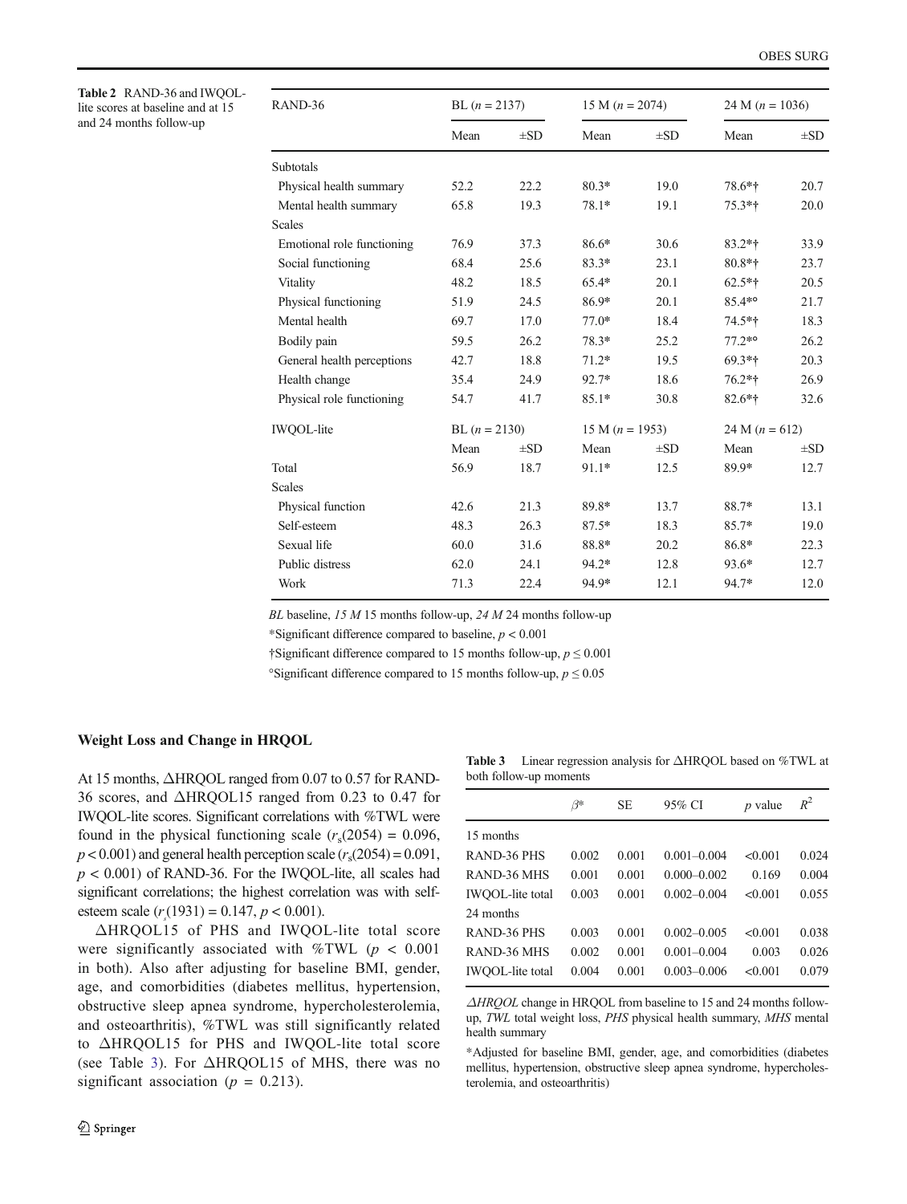**Table 2** RAND-36 and IWQOL-lite scores at baseline and at 15 and 24 months follow-up

| RAND-36 | BL ($n$ = 2137) | | 15 M ($n$ = 2074) | | 24 M ($n$ = 1036) | |
|---|---|---|---|---|---|---|
| | Mean | ±SD | Mean | ±SD | Mean | ±SD |
| Subtotals | | | | | | |
| Physical health summary | 52.2 | 22.2 | 80.3* | 19.0 | 78.6*† | 20.7 |
| Mental health summary | 65.8 | 19.3 | 78.1* | 19.1 | 75.3*† | 20.0 |
| Scales | | | | | | |
| Emotional role functioning | 76.9 | 37.3 | 86.6* | 30.6 | 83.2*† | 33.9 |
| Social functioning | 68.4 | 25.6 | 83.3* | 23.1 | 80.8*† | 23.7 |
| Vitality | 48.2 | 18.5 | 65.4* | 20.1 | 62.5*† | 20.5 |
| Physical functioning | 51.9 | 24.5 | 86.9* | 20.1 | 85.4*° | 21.7 |
| Mental health | 69.7 | 17.0 | 77.0* | 18.4 | 74.5*† | 18.3 |
| Bodily pain | 59.5 | 26.2 | 78.3* | 25.2 | 77.2*° | 26.2 |
| General health perceptions | 42.7 | 18.8 | 71.2* | 19.5 | 69.3*† | 20.3 |
| Health change | 35.4 | 24.9 | 92.7* | 18.6 | 76.2*† | 26.9 |
| Physical role functioning | 54.7 | 41.7 | 85.1* | 30.8 | 82.6*† | 32.6 |
| IWQOL-lite | BL ($n$ = 2130) | | 15 M ($n$ = 1953) | | 24 M ($n$ = 612) | |
| | Mean | ±SD | Mean | ±SD | Mean | ±SD |
| Total | 56.9 | 18.7 | 91.1* | 12.5 | 89.9* | 12.7 |
| Scales | | | | | | |
| Physical function | 42.6 | 21.3 | 89.8* | 13.7 | 88.7* | 13.1 |
| Self-esteem | 48.3 | 26.3 | 87.5* | 18.3 | 85.7* | 19.0 |
| Sexual life | 60.0 | 31.6 | 88.8* | 20.2 | 86.8* | 22.3 |
| Public distress | 62.0 | 24.1 | 94.2* | 12.8 | 93.6* | 12.7 |
| Work | 71.3 | 22.4 | 94.9* | 12.1 | 94.7* | 12.0 |

*BL* baseline, *15 M* 15 months follow-up, *24 M* 24 months follow-up

*Significant difference compared to baseline, $p < 0.001$

†Significant difference compared to 15 months follow-up, $p \leq 0.001$

°Significant difference compared to 15 months follow-up, $p \leq 0.05$

### Weight Loss and Change in HRQOL

At 15 months, ΔHRQOL ranged from 0.07 to 0.57 for RAND-36 scores, and ΔHRQOL15 ranged from 0.23 to 0.47 for IWQOL-lite scores. Significant correlations with %TWL were found in the physical functioning scale ($r_s(2054) = 0.096$, $p < 0.001$) and general health perception scale ($r_s(2054) = 0.091$, $p < 0.001$) of RAND-36. For the IWQOL-lite, all scales had significant correlations; the highest correlation was with self-esteem scale ($r_s(1931) = 0.147$, $p < 0.001$).

ΔHRQOL15 of PHS and IWQOL-lite total score were significantly associated with %TWL ($p < 0.001$ in both). Also after adjusting for baseline BMI, gender, age, and comorbidities (diabetes mellitus, hypertension, obstructive sleep apnea syndrome, hypercholesterolemia, and osteoarthritis), %TWL was still significantly related to ΔHRQOL15 for PHS and IWQOL-lite total score (see Table 3). For ΔHRQOL15 of MHS, there was no significant association ($p = 0.213$).

**Table 3** Linear regression analysis for ΔHRQOL based on %TWL at both follow-up moments

| | $\beta$* | SE | 95% CI | $p$ value | $R^2$ |
|---|---|---|---|---|---|
| 15 months | | | | | |
| RAND-36 PHS | 0.002 | 0.001 | 0.001–0.004 | <0.001 | 0.024 |
| RAND-36 MHS | 0.001 | 0.001 | 0.000–0.002 | 0.169 | 0.004 |
| IWQOL-lite total | 0.003 | 0.001 | 0.002–0.004 | <0.001 | 0.055 |
| 24 months | | | | | |
| RAND-36 PHS | 0.003 | 0.001 | 0.002–0.005 | <0.001 | 0.038 |
| RAND-36 MHS | 0.002 | 0.001 | 0.001–0.004 | 0.003 | 0.026 |
| IWQOL-lite total | 0.004 | 0.001 | 0.003–0.006 | <0.001 | 0.079 |

*ΔHRQOL* change in HRQOL from baseline to 15 and 24 months follow-up, *TWL* total weight loss, *PHS* physical health summary, *MHS* mental health summary

*Adjusted for baseline BMI, gender, age, and comorbidities (diabetes mellitus, hypertension, obstructive sleep apnea syndrome, hypercholesterolemia, and osteoarthritis)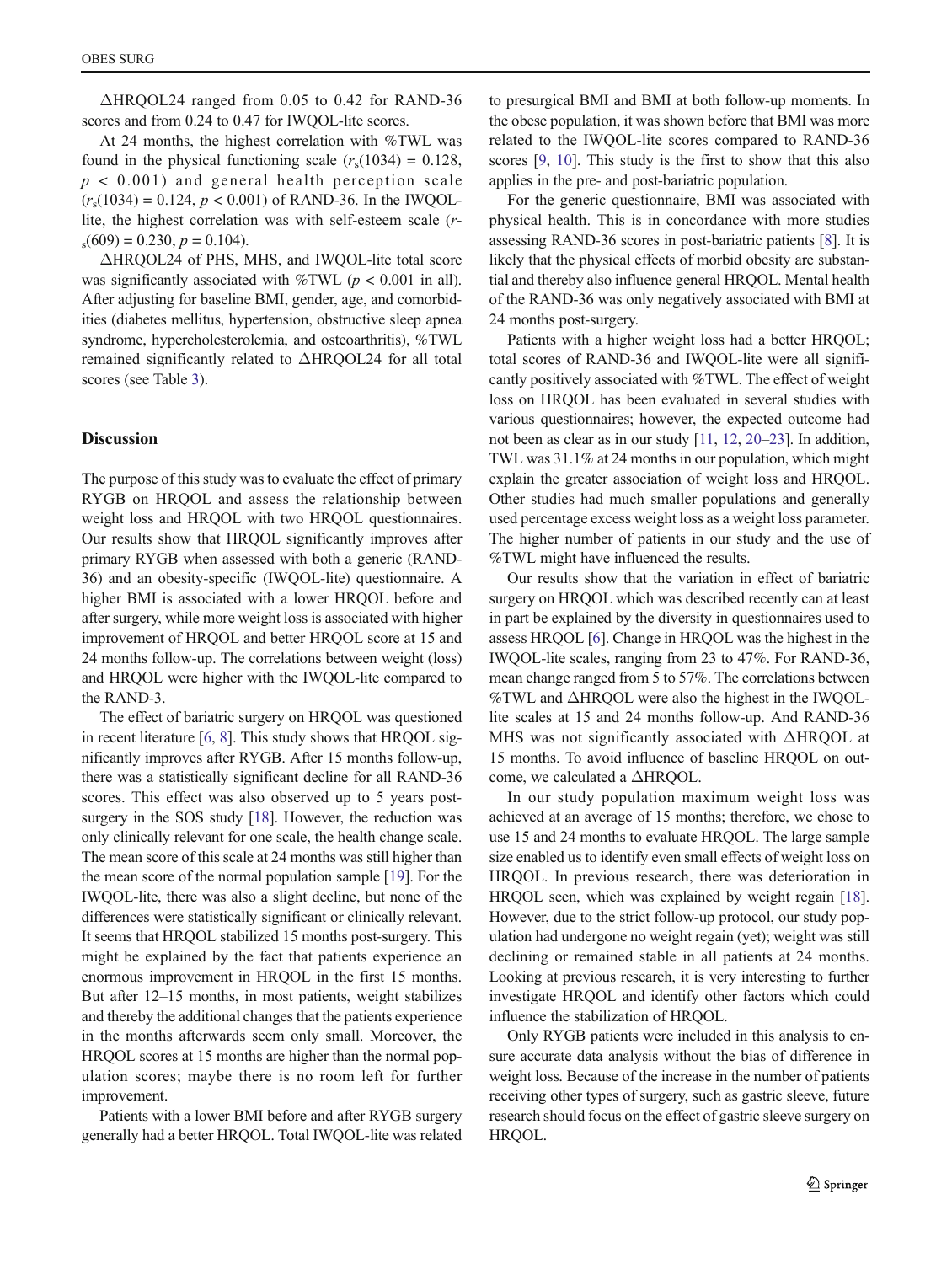ΔHRQOL24 ranged from 0.05 to 0.42 for RAND-36 scores and from 0.24 to 0.47 for IWQOL-lite scores.

At 24 months, the highest correlation with %TWL was found in the physical functioning scale ($r_s(1034) = 0.128$, $p < 0.001$) and general health perception scale ($r_s(1034) = 0.124$, $p < 0.001$) of RAND-36. In the IWQOL-lite, the highest correlation was with self-esteem scale ($r_s(609) = 0.230$, $p = 0.104$).

ΔHRQOL24 of PHS, MHS, and IWQOL-lite total score was significantly associated with %TWL ($p < 0.001$ in all). After adjusting for baseline BMI, gender, age, and comorbidities (diabetes mellitus, hypertension, obstructive sleep apnea syndrome, hypercholesterolemia, and osteoarthritis), %TWL remained significantly related to ΔHRQOL24 for all total scores (see Table 3).

## Discussion

The purpose of this study was to evaluate the effect of primary RYGB on HRQOL and assess the relationship between weight loss and HRQOL with two HRQOL questionnaires. Our results show that HRQOL significantly improves after primary RYGB when assessed with both a generic (RAND-36) and an obesity-specific (IWQOL-lite) questionnaire. A higher BMI is associated with a lower HRQOL before and after surgery, while more weight loss is associated with higher improvement of HRQOL and better HRQOL score at 15 and 24 months follow-up. The correlations between weight (loss) and HRQOL were higher with the IWQOL-lite compared to the RAND-3.

The effect of bariatric surgery on HRQOL was questioned in recent literature [6, 8]. This study shows that HRQOL significantly improves after RYGB. After 15 months follow-up, there was a statistically significant decline for all RAND-36 scores. This effect was also observed up to 5 years post-surgery in the SOS study [18]. However, the reduction was only clinically relevant for one scale, the health change scale. The mean score of this scale at 24 months was still higher than the mean score of the normal population sample [19]. For the IWQOL-lite, there was also a slight decline, but none of the differences were statistically significant or clinically relevant. It seems that HRQOL stabilized 15 months post-surgery. This might be explained by the fact that patients experience an enormous improvement in HRQOL in the first 15 months. But after 12–15 months, in most patients, weight stabilizes and thereby the additional changes that the patients experience in the months afterwards seem only small. Moreover, the HRQOL scores at 15 months are higher than the normal population scores; maybe there is no room left for further improvement.

Patients with a lower BMI before and after RYGB surgery generally had a better HRQOL. Total IWQOL-lite was related to presurgical BMI and BMI at both follow-up moments. In the obese population, it was shown before that BMI was more related to the IWQOL-lite scores compared to RAND-36 scores [9, 10]. This study is the first to show that this also applies in the pre- and post-bariatric population.

For the generic questionnaire, BMI was associated with physical health. This is in concordance with more studies assessing RAND-36 scores in post-bariatric patients [8]. It is likely that the physical effects of morbid obesity are substantial and thereby also influence general HRQOL. Mental health of the RAND-36 was only negatively associated with BMI at 24 months post-surgery.

Patients with a higher weight loss had a better HRQOL; total scores of RAND-36 and IWQOL-lite were all significantly positively associated with %TWL. The effect of weight loss on HRQOL has been evaluated in several studies with various questionnaires; however, the expected outcome had not been as clear as in our study [11, 12, 20–23]. In addition, TWL was 31.1% at 24 months in our population, which might explain the greater association of weight loss and HRQOL. Other studies had much smaller populations and generally used percentage excess weight loss as a weight loss parameter. The higher number of patients in our study and the use of %TWL might have influenced the results.

Our results show that the variation in effect of bariatric surgery on HRQOL which was described recently can at least in part be explained by the diversity in questionnaires used to assess HRQOL [6]. Change in HRQOL was the highest in the IWQOL-lite scales, ranging from 23 to 47%. For RAND-36, mean change ranged from 5 to 57%. The correlations between %TWL and ΔHRQOL were also the highest in the IWQOL-lite scales at 15 and 24 months follow-up. And RAND-36 MHS was not significantly associated with ΔHRQOL at 15 months. To avoid influence of baseline HRQOL on outcome, we calculated a ΔHRQOL.

In our study population maximum weight loss was achieved at an average of 15 months; therefore, we chose to use 15 and 24 months to evaluate HRQOL. The large sample size enabled us to identify even small effects of weight loss on HRQOL. In previous research, there was deterioration in HRQOL seen, which was explained by weight regain [18]. However, due to the strict follow-up protocol, our study population had undergone no weight regain (yet); weight was still declining or remained stable in all patients at 24 months. Looking at previous research, it is very interesting to further investigate HRQOL and identify other factors which could influence the stabilization of HRQOL.

Only RYGB patients were included in this analysis to ensure accurate data analysis without the bias of difference in weight loss. Because of the increase in the number of patients receiving other types of surgery, such as gastric sleeve, future research should focus on the effect of gastric sleeve surgery on HRQOL.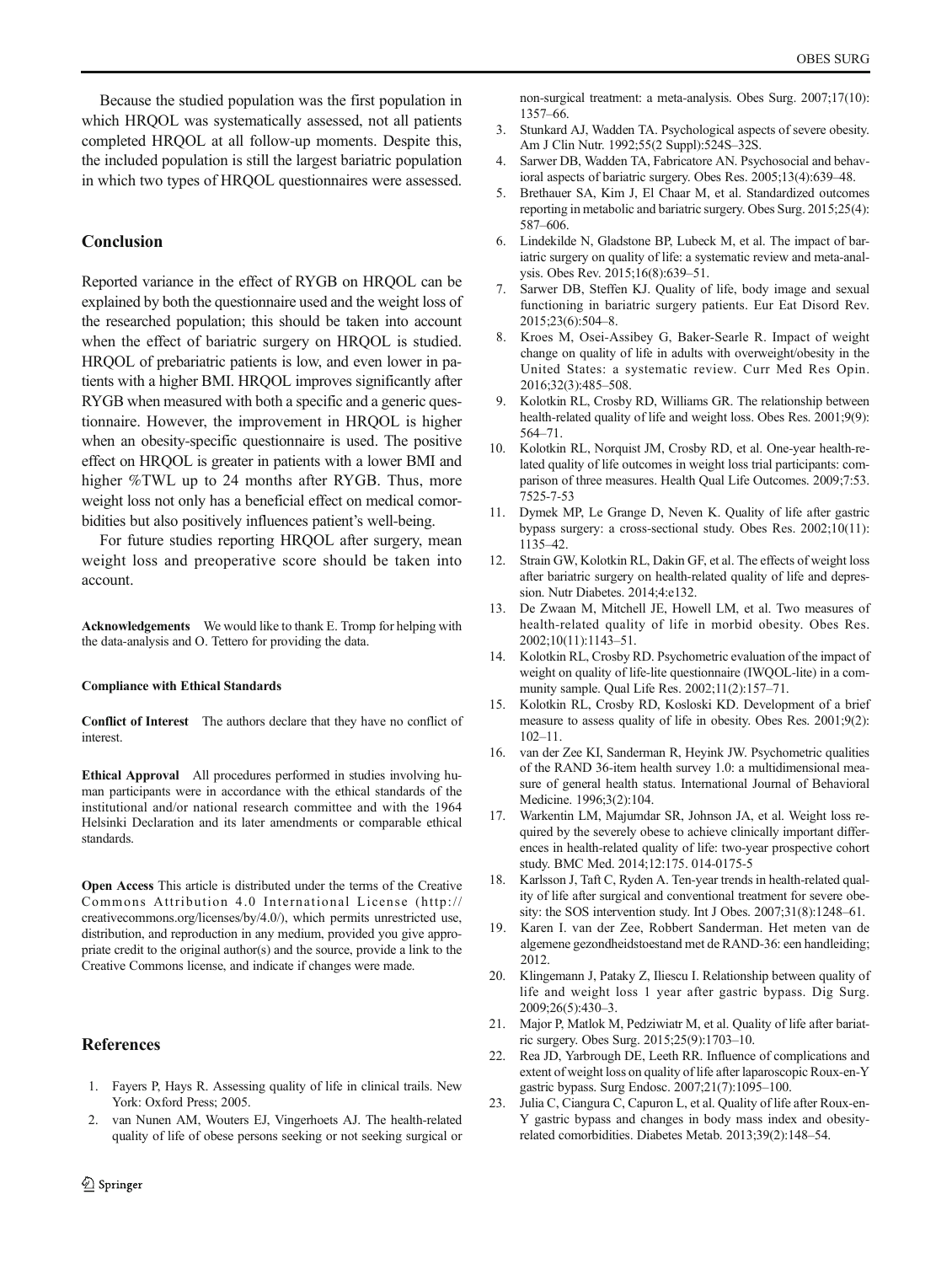Because the studied population was the first population in which HRQOL was systematically assessed, not all patients completed HRQOL at all follow-up moments. Despite this, the included population is still the largest bariatric population in which two types of HRQOL questionnaires were assessed.

## Conclusion

Reported variance in the effect of RYGB on HRQOL can be explained by both the questionnaire used and the weight loss of the researched population; this should be taken into account when the effect of bariatric surgery on HRQOL is studied. HRQOL of prebariatric patients is low, and even lower in patients with a higher BMI. HRQOL improves significantly after RYGB when measured with both a specific and a generic questionnaire. However, the improvement in HRQOL is higher when an obesity-specific questionnaire is used. The positive effect on HRQOL is greater in patients with a lower BMI and higher %TWL up to 24 months after RYGB. Thus, more weight loss not only has a beneficial effect on medical comorbidities but also positively influences patient's well-being.

For future studies reporting HRQOL after surgery, mean weight loss and preoperative score should be taken into account.

**Acknowledgements** We would like to thank E. Tromp for helping with the data-analysis and O. Tettero for providing the data.

#### Compliance with Ethical Standards

**Conflict of Interest** The authors declare that they have no conflict of interest.

**Ethical Approval** All procedures performed in studies involving human participants were in accordance with the ethical standards of the institutional and/or national research committee and with the 1964 Helsinki Declaration and its later amendments or comparable ethical standards.

**Open Access** This article is distributed under the terms of the Creative Commons Attribution 4.0 International License (http://creativecommons.org/licenses/by/4.0/), which permits unrestricted use, distribution, and reproduction in any medium, provided you give appropriate credit to the original author(s) and the source, provide a link to the Creative Commons license, and indicate if changes were made.

## References

1. Fayers P, Hays R. Assessing quality of life in clinical trails. New York: Oxford Press; 2005.
2. van Nunen AM, Wouters EJ, Vingerhoets AJ. The health-related quality of life of obese persons seeking or not seeking surgical or non-surgical treatment: a meta-analysis. Obes Surg. 2007;17(10):1357–66.
3. Stunkard AJ, Wadden TA. Psychological aspects of severe obesity. Am J Clin Nutr. 1992;55(2 Suppl):524S–32S.
4. Sarwer DB, Wadden TA, Fabricatore AN. Psychosocial and behavioral aspects of bariatric surgery. Obes Res. 2005;13(4):639–48.
5. Brethauer SA, Kim J, El Chaar M, et al. Standardized outcomes reporting in metabolic and bariatric surgery. Obes Surg. 2015;25(4):587–606.
6. Lindekilde N, Gladstone BP, Lubeck M, et al. The impact of bariatric surgery on quality of life: a systematic review and meta-analysis. Obes Rev. 2015;16(8):639–51.
7. Sarwer DB, Steffen KJ. Quality of life, body image and sexual functioning in bariatric surgery patients. Eur Eat Disord Rev. 2015;23(6):504–8.
8. Kroes M, Osei-Assibey G, Baker-Searle R. Impact of weight change on quality of life in adults with overweight/obesity in the United States: a systematic review. Curr Med Res Opin. 2016;32(3):485–508.
9. Kolotkin RL, Crosby RD, Williams GR. The relationship between health-related quality of life and weight loss. Obes Res. 2001;9(9):564–71.
10. Kolotkin RL, Norquist JM, Crosby RD, et al. One-year health-related quality of life outcomes in weight loss trial participants: comparison of three measures. Health Qual Life Outcomes. 2009;7:53. 7525-7-53
11. Dymek MP, Le Grange D, Neven K. Quality of life after gastric bypass surgery: a cross-sectional study. Obes Res. 2002;10(11):1135–42.
12. Strain GW, Kolotkin RL, Dakin GF, et al. The effects of weight loss after bariatric surgery on health-related quality of life and depression. Nutr Diabetes. 2014;4:e132.
13. De Zwaan M, Mitchell JE, Howell LM, et al. Two measures of health-related quality of life in morbid obesity. Obes Res. 2002;10(11):1143–51.
14. Kolotkin RL, Crosby RD. Psychometric evaluation of the impact of weight on quality of life-lite questionnaire (IWQOL-lite) in a community sample. Qual Life Res. 2002;11(2):157–71.
15. Kolotkin RL, Crosby RD, Kosloski KD. Development of a brief measure to assess quality of life in obesity. Obes Res. 2001;9(2):102–11.
16. van der Zee KI, Sanderman R, Heyink JW. Psychometric qualities of the RAND 36-item health survey 1.0: a multidimensional measure of general health status. International Journal of Behavioral Medicine. 1996;3(2):104.
17. Warkentin LM, Majumdar SR, Johnson JA, et al. Weight loss required by the severely obese to achieve clinically important differences in health-related quality of life: two-year prospective cohort study. BMC Med. 2014;12:175. 014-0175-5
18. Karlsson J, Taft C, Ryden A. Ten-year trends in health-related quality of life after surgical and conventional treatment for severe obesity: the SOS intervention study. Int J Obes. 2007;31(8):1248–61.
19. Karen I. van der Zee, Robbert Sanderman. Het meten van de algemene gezondheidstoestand met de RAND-36: een handleiding; 2012.
20. Klingemann J, Pataky Z, Iliescu I. Relationship between quality of life and weight loss 1 year after gastric bypass. Dig Surg. 2009;26(5):430–3.
21. Major P, Matlok M, Pedziwiatr M, et al. Quality of life after bariatric surgery. Obes Surg. 2015;25(9):1703–10.
22. Rea JD, Yarbrough DE, Leeth RR. Influence of complications and extent of weight loss on quality of life after laparoscopic Roux-en-Y gastric bypass. Surg Endosc. 2007;21(7):1095–100.
23. Julia C, Ciangura C, Capuron L, et al. Quality of life after Roux-en-Y gastric bypass and changes in body mass index and obesity-related comorbidities. Diabetes Metab. 2013;39(2):148–54.